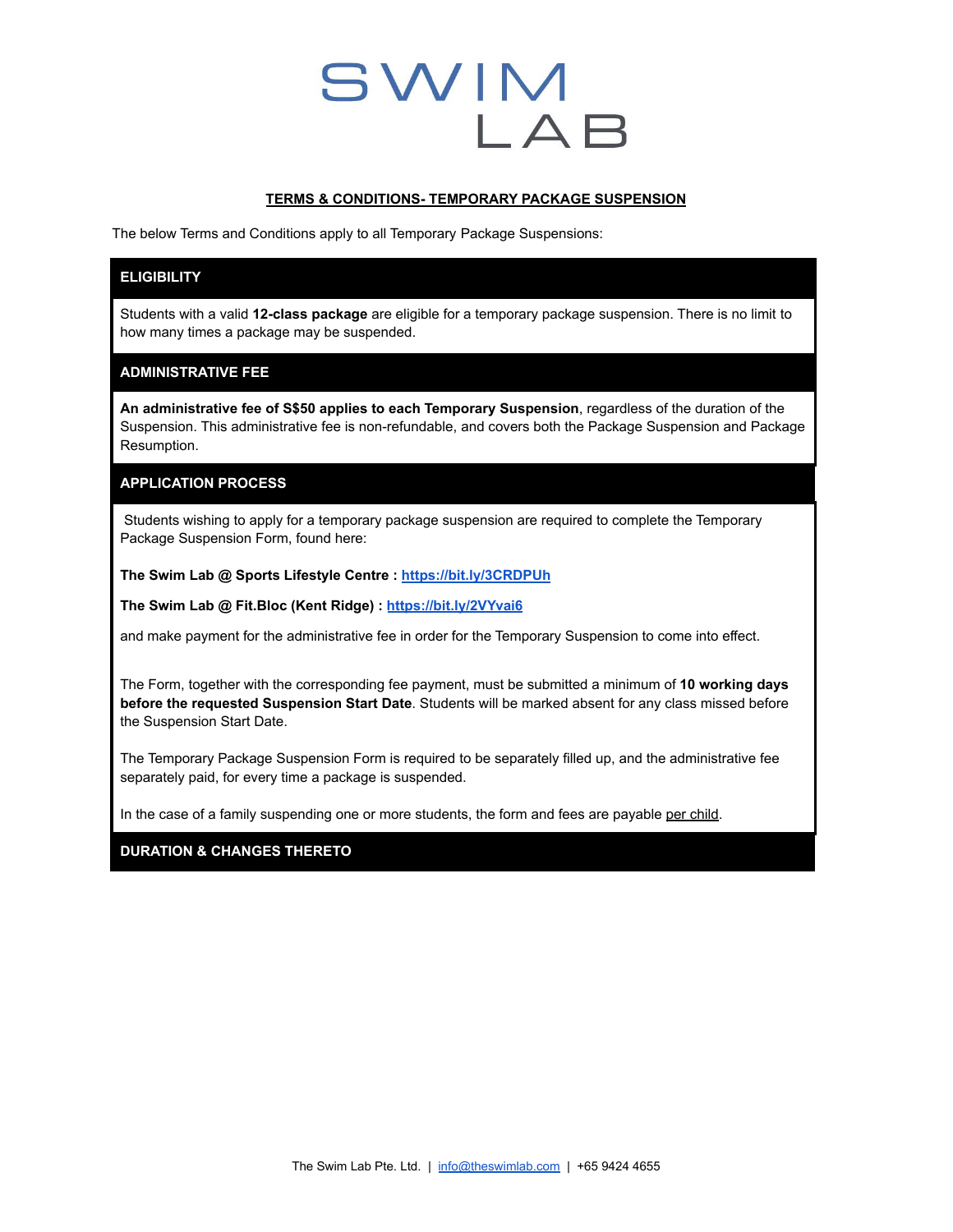# SWIM LAB

## TERMS & CONDITIONS- TEMPORARY PACKAGE SUSPENSION

The below Terms and Conditions apply to all Temporary Package Suspensions:

### ELIGIBILITY

Students with a valid **12-class package** are eligible for a temporary package suspension. There is no limit to how many times a package may be suspended.

### ADMINISTRATIVE FEE

**An administrative fee of S$50 applies to each Temporary Suspension**, regardless of the duration of the Suspension. This administrative fee is non-refundable, and covers both the Package Suspension and Package Resumption.

### APPLICATION PROCESS

Students wishing to apply for a temporary package suspension are required to complete the Temporary Package Suspension Form, found here:

**The Swim Lab @ Sports Lifestyle Centre : https://bit.ly/3CRDPUh**

**The Swim Lab @ Fit.Bloc (Kent Ridge) : https://bit.ly/2VYvai6**

and make payment for the administrative fee in order for the Temporary Suspension to come into effect.

The Form, together with the corresponding fee payment, must be submitted a minimum of **10 working days before the requested Suspension Start Date**. Students will be marked absent for any class missed before the Suspension Start Date.

The Temporary Package Suspension Form is required to be separately filled up, and the administrative fee separately paid, for every time a package is suspended.

In the case of a family suspending one or more students, the form and fees are payable per child.

### DURATION & CHANGES THERETO

The Swim Lab Pte. Ltd. | info@theswimlab.com | +65 9424 4655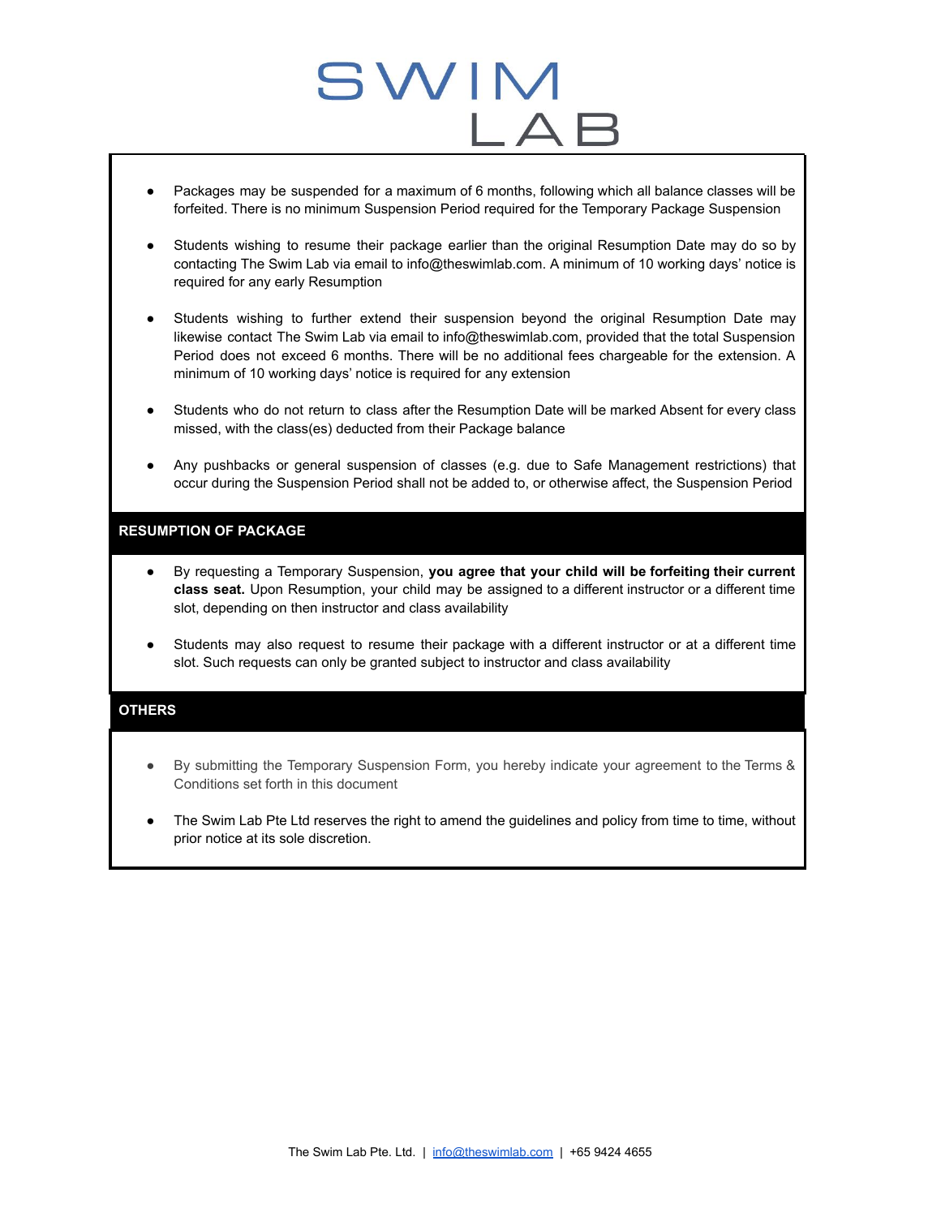- Packages may be suspended for a maximum of 6 months, following which all balance classes will be forfeited. There is no minimum Suspension Period required for the Temporary Package Suspension

- Students wishing to resume their package earlier than the original Resumption Date may do so by contacting The Swim Lab via email to info@theswimlab.com. A minimum of 10 working days' notice is required for any early Resumption

- Students wishing to further extend their suspension beyond the original Resumption Date may likewise contact The Swim Lab via email to info@theswimlab.com, provided that the total Suspension Period does not exceed 6 months. There will be no additional fees chargeable for the extension. A minimum of 10 working days' notice is required for any extension

- Students who do not return to class after the Resumption Date will be marked Absent for every class missed, with the class(es) deducted from their Package balance

- Any pushbacks or general suspension of classes (e.g. due to Safe Management restrictions) that occur during the Suspension Period shall not be added to, or otherwise affect, the Suspension Period

## RESUMPTION OF PACKAGE

- By requesting a Temporary Suspension, **you agree that your child will be forfeiting their current class seat.** Upon Resumption, your child may be assigned to a different instructor or a different time slot, depending on then instructor and class availability

- Students may also request to resume their package with a different instructor or at a different time slot. Such requests can only be granted subject to instructor and class availability

## OTHERS

- By submitting the Temporary Suspension Form, you hereby indicate your agreement to the Terms & Conditions set forth in this document

- The Swim Lab Pte Ltd reserves the right to amend the guidelines and policy from time to time, without prior notice at its sole discretion.